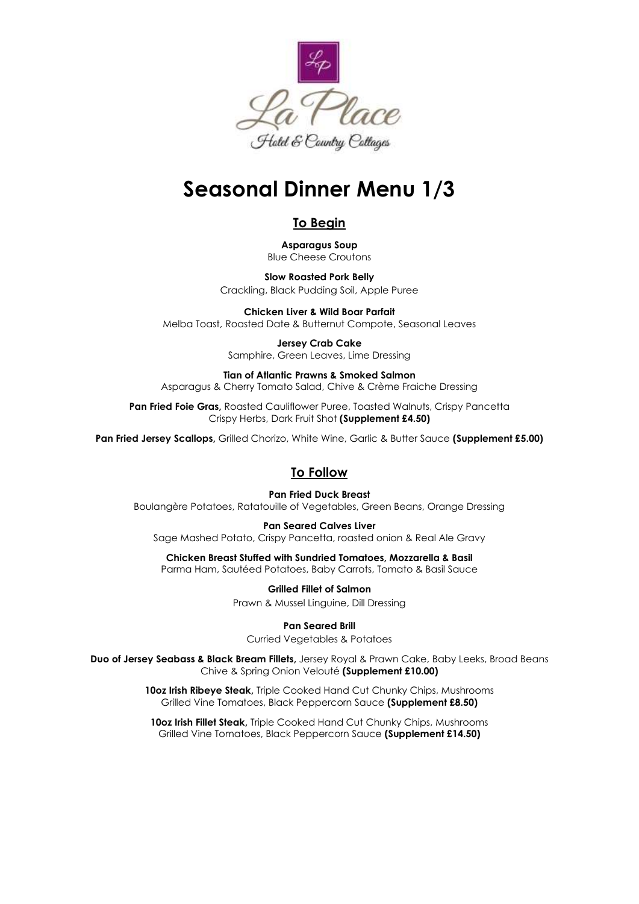La Place

Hotel & Country Cottages

# Seasonal Dinner Menu 1/3

## To Begin

**Asparagus Soup**
Blue Cheese Croutons

**Slow Roasted Pork Belly**
Crackling, Black Pudding Soil, Apple Puree

**Chicken Liver & Wild Boar Parfait**
Melba Toast, Roasted Date & Butternut Compote, Seasonal Leaves

**Jersey Crab Cake**
Samphire, Green Leaves, Lime Dressing

**Tian of Atlantic Prawns & Smoked Salmon**
Asparagus & Cherry Tomato Salad, Chive & Crème Fraiche Dressing

**Pan Fried Foie Gras,** Roasted Cauliflower Puree, Toasted Walnuts, Crispy Pancetta
Crispy Herbs, Dark Fruit Shot **(Supplement £4.50)**

**Pan Fried Jersey Scallops,** Grilled Chorizo, White Wine, Garlic & Butter Sauce **(Supplement £5.00)**

## To Follow

**Pan Fried Duck Breast**
Boulangère Potatoes, Ratatouille of Vegetables, Green Beans, Orange Dressing

**Pan Seared Calves Liver**
Sage Mashed Potato, Crispy Pancetta, roasted onion & Real Ale Gravy

**Chicken Breast Stuffed with Sundried Tomatoes, Mozzarella & Basil**
Parma Ham, Sautéed Potatoes, Baby Carrots, Tomato & Basil Sauce

**Grilled Fillet of Salmon**
Prawn & Mussel Linguine, Dill Dressing

**Pan Seared Brill**
Curried Vegetables & Potatoes

**Duo of Jersey Seabass & Black Bream Fillets,** Jersey Royal & Prawn Cake, Baby Leeks, Broad Beans
Chive & Spring Onion Velouté **(Supplement £10.00)**

**10oz Irish Ribeye Steak,** Triple Cooked Hand Cut Chunky Chips, Mushrooms
Grilled Vine Tomatoes, Black Peppercorn Sauce **(Supplement £8.50)**

**10oz Irish Fillet Steak,** Triple Cooked Hand Cut Chunky Chips, Mushrooms
Grilled Vine Tomatoes, Black Peppercorn Sauce **(Supplement £14.50)**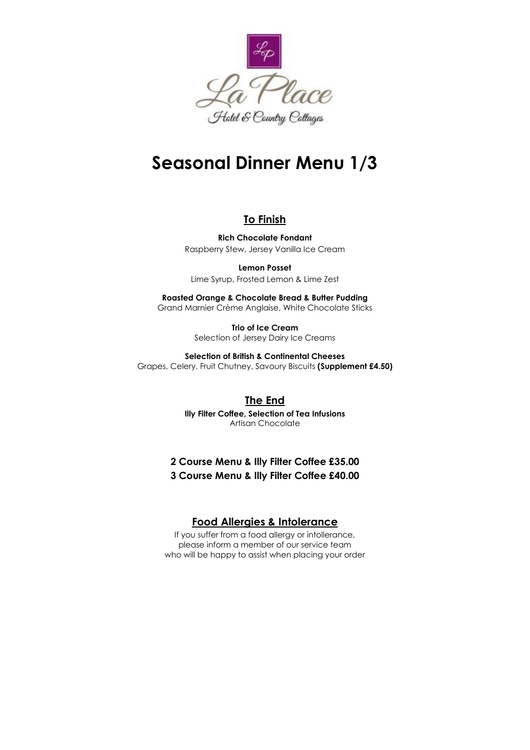La Place

Hotel & Country Cottages

# Seasonal Dinner Menu 1/3

## To Finish

**Rich Chocolate Fondant**
Raspberry Stew, Jersey Vanilla Ice Cream

**Lemon Posset**
Lime Syrup, Frosted Lemon & Lime Zest

**Roasted Orange & Chocolate Bread & Butter Pudding**
Grand Marnier Crème Anglaise, White Chocolate Sticks

**Trio of Ice Cream**
Selection of Jersey Dairy Ice Creams

**Selection of British & Continental Cheeses**
Grapes, Celery, Fruit Chutney, Savoury Biscuits **(Supplement £4.50)**

## The End

**Illy Filter Coffee, Selection of Tea Infusions**
Artisan Chocolate

**2 Course Menu & Illy Filter Coffee £35.00**
**3 Course Menu & Illy Filter Coffee £40.00**

## Food Allergies & Intolerance

If you suffer from a food allergy or intollerance,
please inform a member of our service team
who will be happy to assist when placing your order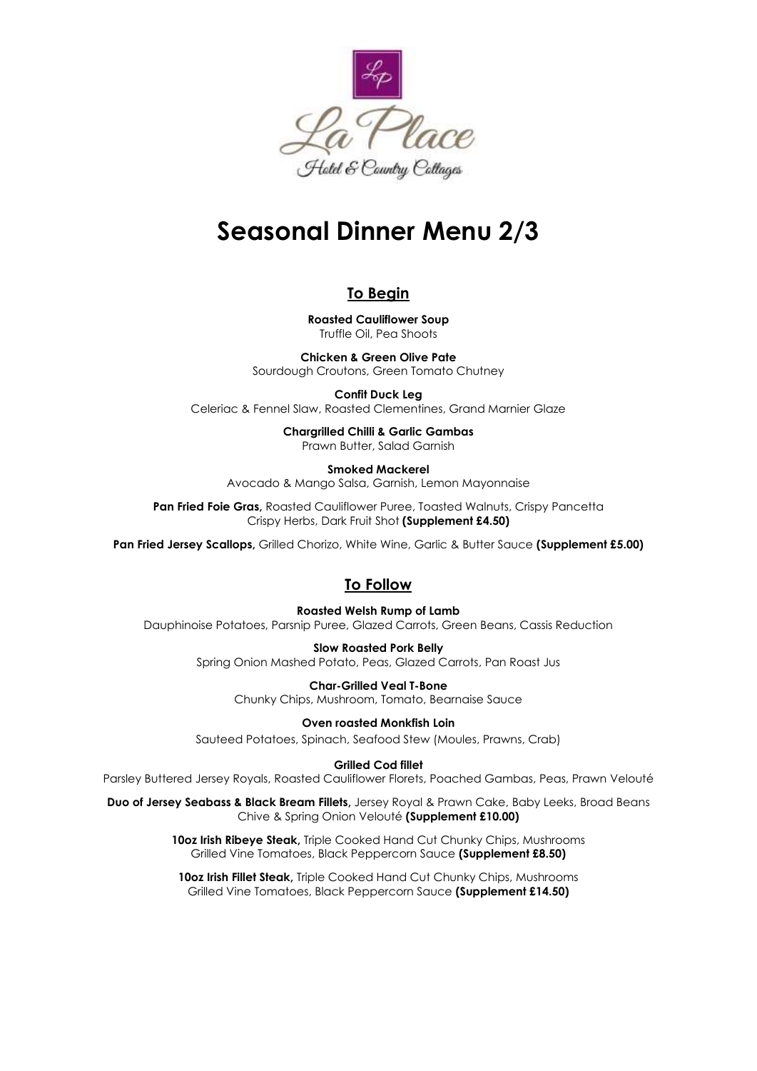La Place

Hotel & Country Cottages

# Seasonal Dinner Menu 2/3

## To Begin

**Roasted Cauliflower Soup**
Truffle Oil, Pea Shoots

**Chicken & Green Olive Pate**
Sourdough Croutons, Green Tomato Chutney

**Confit Duck Leg**
Celeriac & Fennel Slaw, Roasted Clementines, Grand Marnier Glaze

**Chargrilled Chilli & Garlic Gambas**
Prawn Butter, Salad Garnish

**Smoked Mackerel**
Avocado & Mango Salsa, Garnish, Lemon Mayonnaise

**Pan Fried Foie Gras,** Roasted Cauliflower Puree, Toasted Walnuts, Crispy Pancetta
Crispy Herbs, Dark Fruit Shot **(Supplement £4.50)**

**Pan Fried Jersey Scallops,** Grilled Chorizo, White Wine, Garlic & Butter Sauce **(Supplement £5.00)**

## To Follow

**Roasted Welsh Rump of Lamb**
Dauphinoise Potatoes, Parsnip Puree, Glazed Carrots, Green Beans, Cassis Reduction

**Slow Roasted Pork Belly**
Spring Onion Mashed Potato, Peas, Glazed Carrots, Pan Roast Jus

**Char-Grilled Veal T-Bone**
Chunky Chips, Mushroom, Tomato, Bearnaise Sauce

**Oven roasted Monkfish Loin**
Sauteed Potatoes, Spinach, Seafood Stew (Moules, Prawns, Crab)

**Grilled Cod fillet**
Parsley Buttered Jersey Royals, Roasted Cauliflower Florets, Poached Gambas, Peas, Prawn Velouté

**Duo of Jersey Seabass & Black Bream Fillets,** Jersey Royal & Prawn Cake, Baby Leeks, Broad Beans
Chive & Spring Onion Velouté **(Supplement £10.00)**

**10oz Irish Ribeye Steak,** Triple Cooked Hand Cut Chunky Chips, Mushrooms
Grilled Vine Tomatoes, Black Peppercorn Sauce **(Supplement £8.50)**

**10oz Irish Fillet Steak,** Triple Cooked Hand Cut Chunky Chips, Mushrooms
Grilled Vine Tomatoes, Black Peppercorn Sauce **(Supplement £14.50)**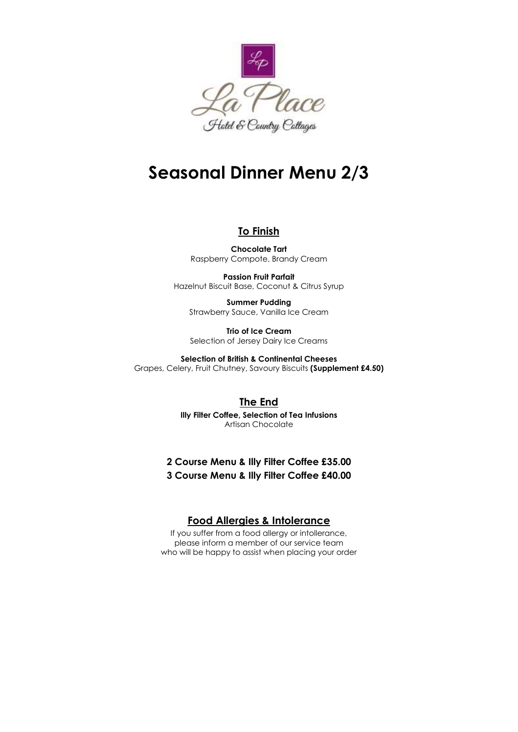La Place

Hotel & Country Cottages

# Seasonal Dinner Menu 2/3

## To Finish

**Chocolate Tart**
Raspberry Compote, Brandy Cream

**Passion Fruit Parfait**
Hazelnut Biscuit Base, Coconut & Citrus Syrup

**Summer Pudding**
Strawberry Sauce, Vanilla Ice Cream

**Trio of Ice Cream**
Selection of Jersey Dairy Ice Creams

**Selection of British & Continental Cheeses**
Grapes, Celery, Fruit Chutney, Savoury Biscuits **(Supplement £4.50)**

## The End

**Illy Filter Coffee, Selection of Tea Infusions**
Artisan Chocolate

**2 Course Menu & Illy Filter Coffee £35.00**
**3 Course Menu & Illy Filter Coffee £40.00**

## Food Allergies & Intolerance

If you suffer from a food allergy or intollerance, please inform a member of our service team who will be happy to assist when placing your order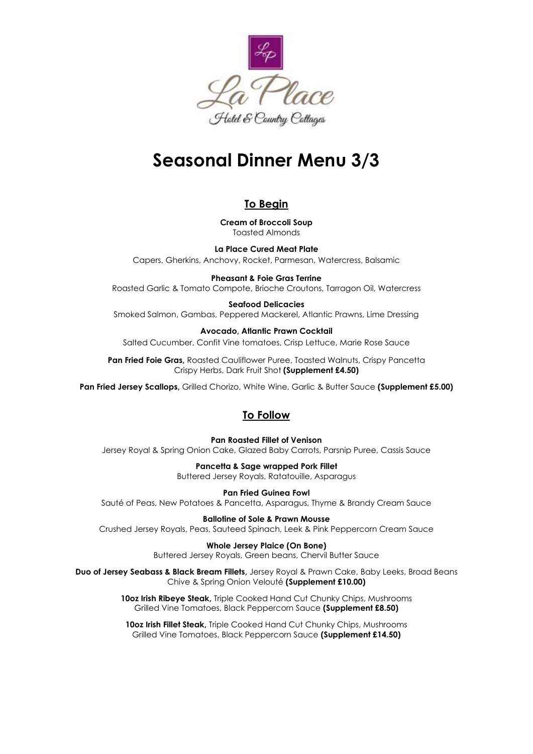La Place
Hotel & Country Cottages

# Seasonal Dinner Menu 3/3

## To Begin

**Cream of Broccoli Soup**
Toasted Almonds

**La Place Cured Meat Plate**
Capers, Gherkins, Anchovy, Rocket, Parmesan, Watercress, Balsamic

**Pheasant & Foie Gras Terrine**
Roasted Garlic & Tomato Compote, Brioche Croutons, Tarragon Oil, Watercress

**Seafood Delicacies**
Smoked Salmon, Gambas, Peppered Mackerel, Atlantic Prawns, Lime Dressing

**Avocado, Atlantic Prawn Cocktail**
Salted Cucumber, Confit Vine tomatoes, Crisp Lettuce, Marie Rose Sauce

**Pan Fried Foie Gras,** Roasted Cauliflower Puree, Toasted Walnuts, Crispy Pancetta
Crispy Herbs, Dark Fruit Shot **(Supplement £4.50)**

**Pan Fried Jersey Scallops,** Grilled Chorizo, White Wine, Garlic & Butter Sauce **(Supplement £5.00)**

## To Follow

**Pan Roasted Fillet of Venison**
Jersey Royal & Spring Onion Cake, Glazed Baby Carrots, Parsnip Puree, Cassis Sauce

**Pancetta & Sage wrapped Pork Fillet**
Buttered Jersey Royals, Ratatouille, Asparagus

**Pan Fried Guinea Fowl**
Sauté of Peas, New Potatoes & Pancetta, Asparagus, Thyme & Brandy Cream Sauce

**Ballotine of Sole & Prawn Mousse**
Crushed Jersey Royals, Peas, Sauteed Spinach, Leek & Pink Peppercorn Cream Sauce

**Whole Jersey Plaice (On Bone)**
Buttered Jersey Royals, Green beans, Chervil Butter Sauce

**Duo of Jersey Seabass & Black Bream Fillets,** Jersey Royal & Prawn Cake, Baby Leeks, Broad Beans
Chive & Spring Onion Velouté **(Supplement £10.00)**

**10oz Irish Ribeye Steak,** Triple Cooked Hand Cut Chunky Chips, Mushrooms
Grilled Vine Tomatoes, Black Peppercorn Sauce **(Supplement £8.50)**

**10oz Irish Fillet Steak,** Triple Cooked Hand Cut Chunky Chips, Mushrooms
Grilled Vine Tomatoes, Black Peppercorn Sauce **(Supplement £14.50)**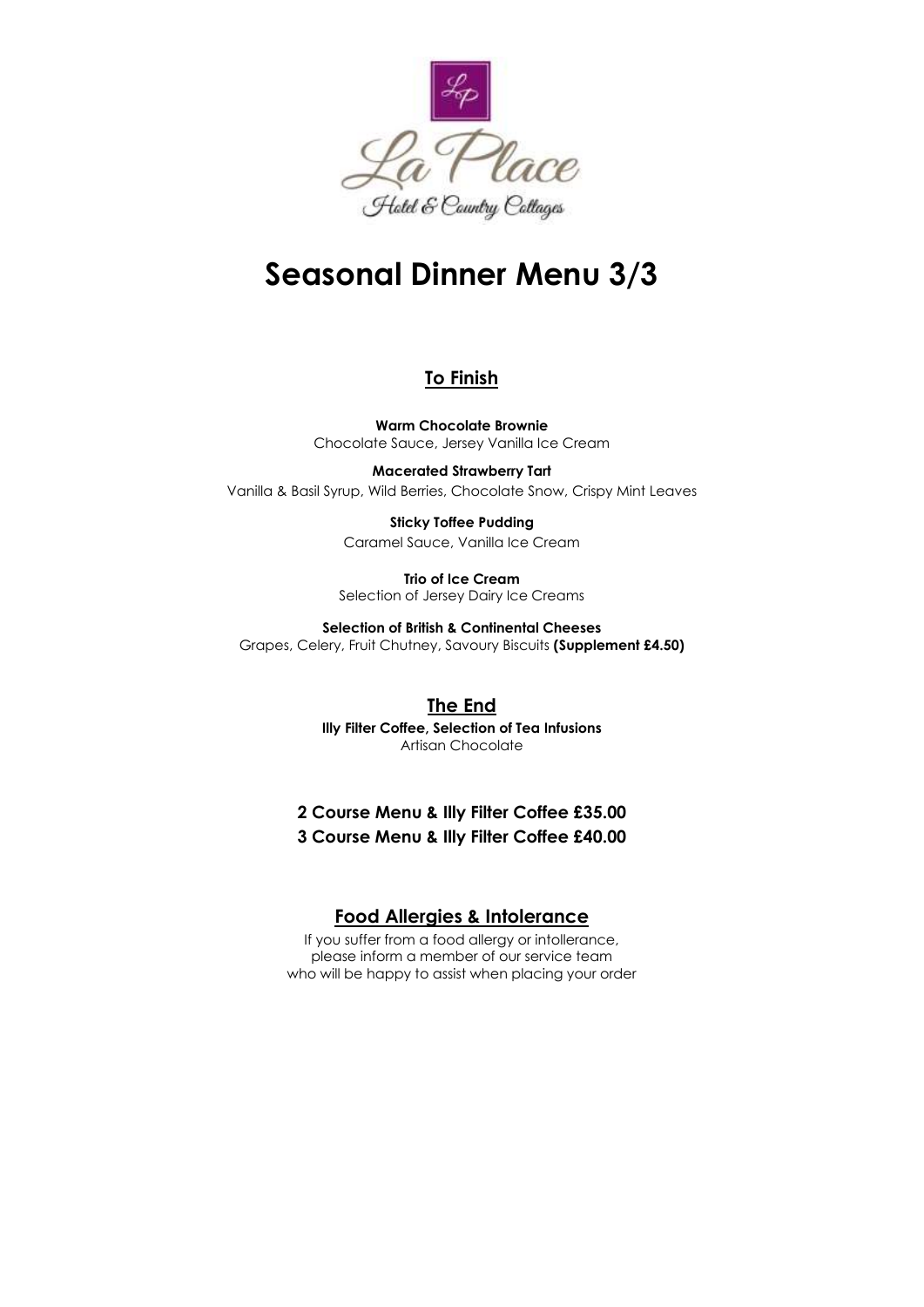La Place
Hotel & Country Cottages

# Seasonal Dinner Menu 3/3

## To Finish

**Warm Chocolate Brownie**
Chocolate Sauce, Jersey Vanilla Ice Cream

**Macerated Strawberry Tart**
Vanilla & Basil Syrup, Wild Berries, Chocolate Snow, Crispy Mint Leaves

**Sticky Toffee Pudding**
Caramel Sauce, Vanilla Ice Cream

**Trio of Ice Cream**
Selection of Jersey Dairy Ice Creams

**Selection of British & Continental Cheeses**
Grapes, Celery, Fruit Chutney, Savoury Biscuits **(Supplement £4.50)**

## The End

**Illy Filter Coffee, Selection of Tea Infusions**
Artisan Chocolate

**2 Course Menu & Illy Filter Coffee £35.00**
**3 Course Menu & Illy Filter Coffee £40.00**

## Food Allergies & Intolerance

If you suffer from a food allergy or intollerance,
please inform a member of our service team
who will be happy to assist when placing your order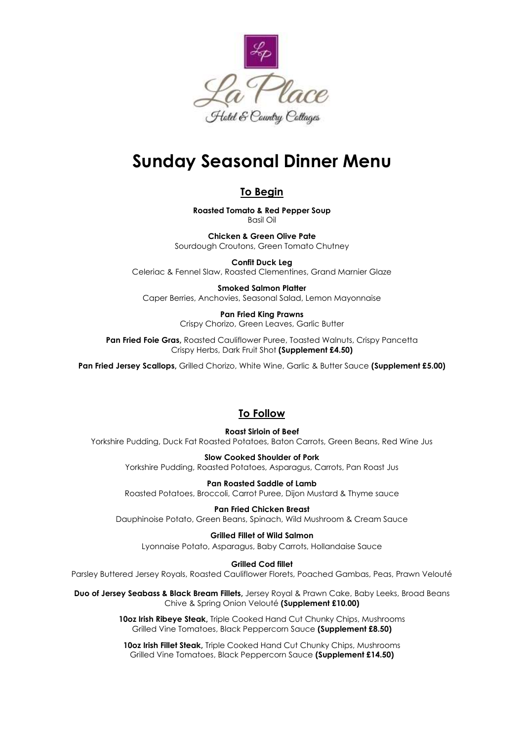La Place

Hotel & Country Cottages

# Sunday Seasonal Dinner Menu

## To Begin

**Roasted Tomato & Red Pepper Soup**
Basil Oil

**Chicken & Green Olive Pate**
Sourdough Croutons, Green Tomato Chutney

**Confit Duck Leg**
Celeriac & Fennel Slaw, Roasted Clementines, Grand Marnier Glaze

**Smoked Salmon Platter**
Caper Berries, Anchovies, Seasonal Salad, Lemon Mayonnaise

**Pan Fried King Prawns**
Crispy Chorizo, Green Leaves, Garlic Butter

**Pan Fried Foie Gras,** Roasted Cauliflower Puree, Toasted Walnuts, Crispy Pancetta
Crispy Herbs, Dark Fruit Shot **(Supplement £4.50)**

**Pan Fried Jersey Scallops,** Grilled Chorizo, White Wine, Garlic & Butter Sauce **(Supplement £5.00)**

## To Follow

**Roast Sirloin of Beef**
Yorkshire Pudding, Duck Fat Roasted Potatoes, Baton Carrots, Green Beans, Red Wine Jus

**Slow Cooked Shoulder of Pork**
Yorkshire Pudding, Roasted Potatoes, Asparagus, Carrots, Pan Roast Jus

**Pan Roasted Saddle of Lamb**
Roasted Potatoes, Broccoli, Carrot Puree, Dijon Mustard & Thyme sauce

**Pan Fried Chicken Breast**
Dauphinoise Potato, Green Beans, Spinach, Wild Mushroom & Cream Sauce

**Grilled Fillet of Wild Salmon**
Lyonnaise Potato, Asparagus, Baby Carrots, Hollandaise Sauce

**Grilled Cod fillet**
Parsley Buttered Jersey Royals, Roasted Cauliflower Florets, Poached Gambas, Peas, Prawn Velouté

**Duo of Jersey Seabass & Black Bream Fillets,** Jersey Royal & Prawn Cake, Baby Leeks, Broad Beans
Chive & Spring Onion Velouté **(Supplement £10.00)**

**10oz Irish Ribeye Steak,** Triple Cooked Hand Cut Chunky Chips, Mushrooms
Grilled Vine Tomatoes, Black Peppercorn Sauce **(Supplement £8.50)**

**10oz Irish Fillet Steak,** Triple Cooked Hand Cut Chunky Chips, Mushrooms
Grilled Vine Tomatoes, Black Peppercorn Sauce **(Supplement £14.50)**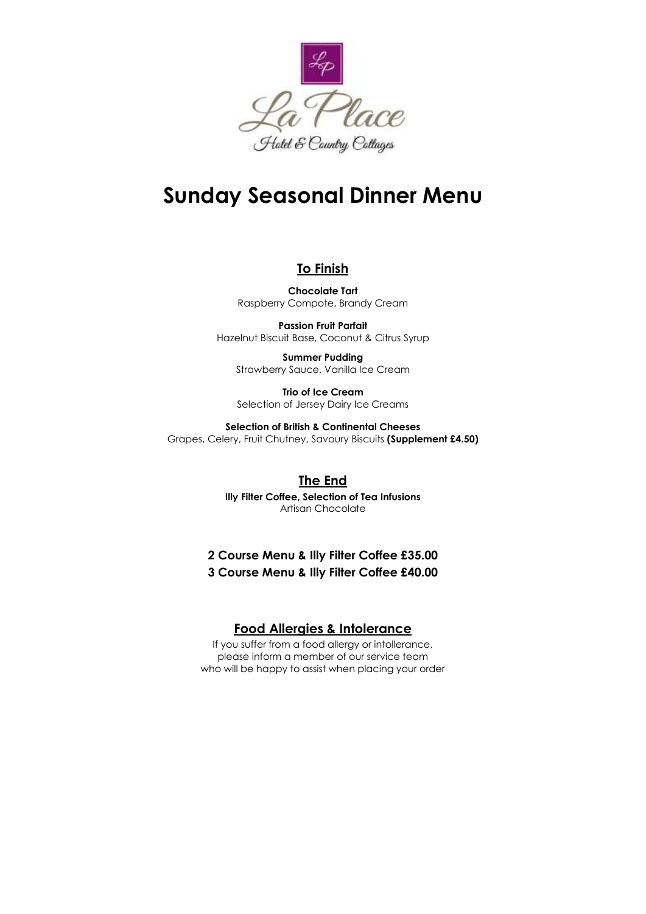La Place

Hotel & Country Cottages

# Sunday Seasonal Dinner Menu

## To Finish

**Chocolate Tart**
Raspberry Compote, Brandy Cream

**Passion Fruit Parfait**
Hazelnut Biscuit Base, Coconut & Citrus Syrup

**Summer Pudding**
Strawberry Sauce, Vanilla Ice Cream

**Trio of Ice Cream**
Selection of Jersey Dairy Ice Creams

**Selection of British & Continental Cheeses**
Grapes, Celery, Fruit Chutney, Savoury Biscuits **(Supplement £4.50)**

## The End

**Illy Filter Coffee, Selection of Tea Infusions**
Artisan Chocolate

**2 Course Menu & Illy Filter Coffee £35.00**
**3 Course Menu & Illy Filter Coffee £40.00**

## Food Allergies & Intolerance

If you suffer from a food allergy or intollerance,
please inform a member of our service team
who will be happy to assist when placing your order